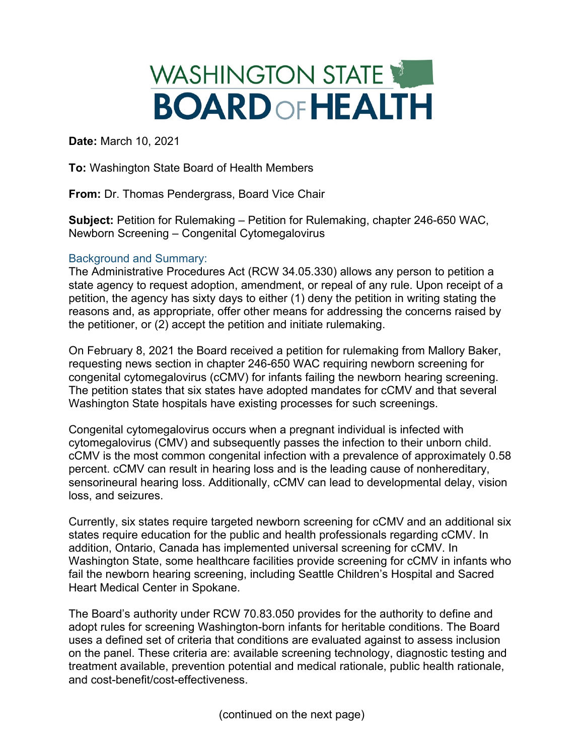# WASHINGTON STATE BOARD OF HEALTH

**Date:** March 10, 2021

**To:** Washington State Board of Health Members

**From:** Dr. Thomas Pendergrass, Board Vice Chair

**Subject:** Petition for Rulemaking – Petition for Rulemaking, chapter 246-650 WAC, Newborn Screening – Congenital Cytomegalovirus

## Background and Summary:

The Administrative Procedures Act (RCW 34.05.330) allows any person to petition a state agency to request adoption, amendment, or repeal of any rule. Upon receipt of a petition, the agency has sixty days to either (1) deny the petition in writing stating the reasons and, as appropriate, offer other means for addressing the concerns raised by the petitioner, or (2) accept the petition and initiate rulemaking.

On February 8, 2021 the Board received a petition for rulemaking from Mallory Baker, requesting news section in chapter 246-650 WAC requiring newborn screening for congenital cytomegalovirus (cCMV) for infants failing the newborn hearing screening. The petition states that six states have adopted mandates for cCMV and that several Washington State hospitals have existing processes for such screenings.

Congenital cytomegalovirus occurs when a pregnant individual is infected with cytomegalovirus (CMV) and subsequently passes the infection to their unborn child. cCMV is the most common congenital infection with a prevalence of approximately 0.58 percent. cCMV can result in hearing loss and is the leading cause of nonhereditary, sensorineural hearing loss. Additionally, cCMV can lead to developmental delay, vision loss, and seizures.

Currently, six states require targeted newborn screening for cCMV and an additional six states require education for the public and health professionals regarding cCMV. In addition, Ontario, Canada has implemented universal screening for cCMV. In Washington State, some healthcare facilities provide screening for cCMV in infants who fail the newborn hearing screening, including Seattle Children's Hospital and Sacred Heart Medical Center in Spokane.

The Board's authority under RCW 70.83.050 provides for the authority to define and adopt rules for screening Washington-born infants for heritable conditions. The Board uses a defined set of criteria that conditions are evaluated against to assess inclusion on the panel. These criteria are: available screening technology, diagnostic testing and treatment available, prevention potential and medical rationale, public health rationale, and cost-benefit/cost-effectiveness.

(continued on the next page)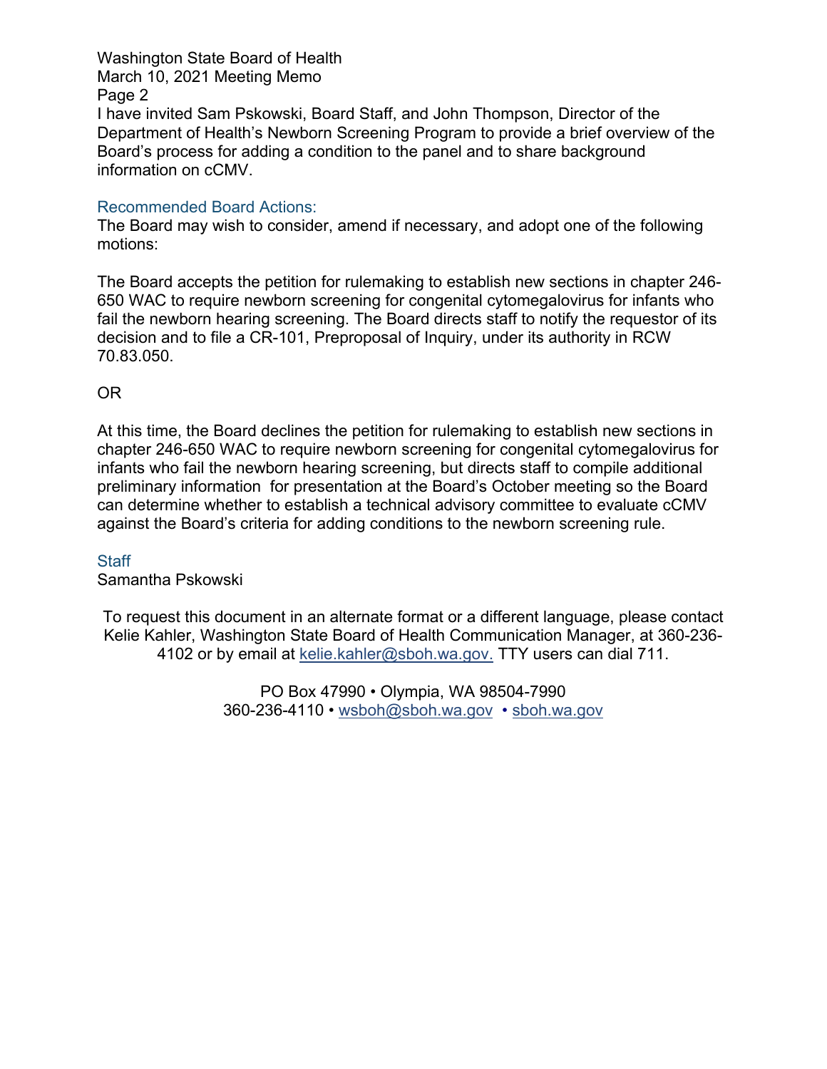I have invited Sam Pskowski, Board Staff, and John Thompson, Director of the Department of Health's Newborn Screening Program to provide a brief overview of the Board's process for adding a condition to the panel and to share background information on cCMV.

## Recommended Board Actions:

The Board may wish to consider, amend if necessary, and adopt one of the following motions:

The Board accepts the petition for rulemaking to establish new sections in chapter 246-650 WAC to require newborn screening for congenital cytomegalovirus for infants who fail the newborn hearing screening. The Board directs staff to notify the requestor of its decision and to file a CR-101, Preproposal of Inquiry, under its authority in RCW 70.83.050.

OR

At this time, the Board declines the petition for rulemaking to establish new sections in chapter 246-650 WAC to require newborn screening for congenital cytomegalovirus for infants who fail the newborn hearing screening, but directs staff to compile additional preliminary information for presentation at the Board's October meeting so the Board can determine whether to establish a technical advisory committee to evaluate cCMV against the Board's criteria for adding conditions to the newborn screening rule.

## Staff

Samantha Pskowski

To request this document in an alternate format or a different language, please contact Kelie Kahler, Washington State Board of Health Communication Manager, at 360-236-4102 or by email at kelie.kahler@sboh.wa.gov. TTY users can dial 711.

PO Box 47990 • Olympia, WA 98504-7990
360-236-4110 • wsboh@sboh.wa.gov • sboh.wa.gov